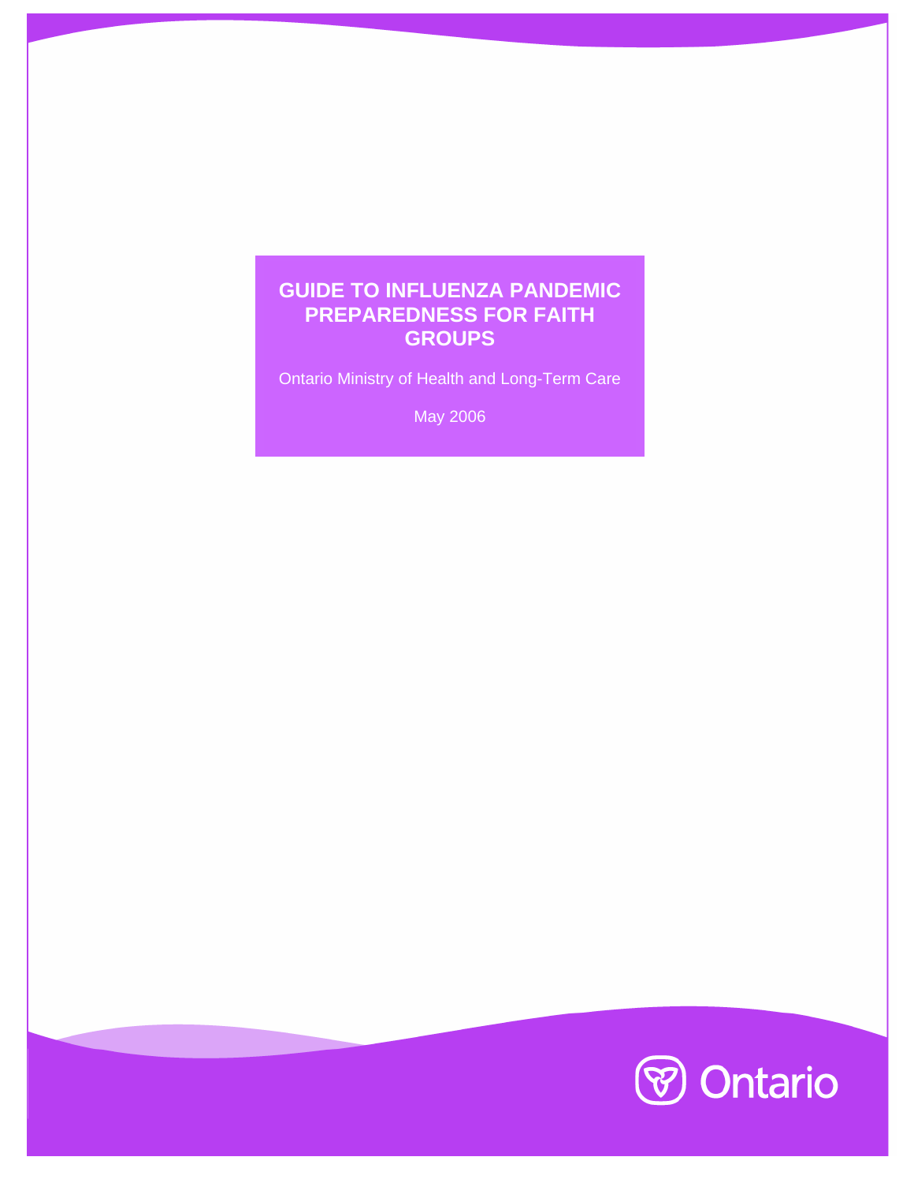# GUIDE TO INFLUENZA PANDEMIC PREPAREDNESS FOR FAITH GROUPS

Ontario Ministry of Health and Long-Term Care

May 2006

Ontario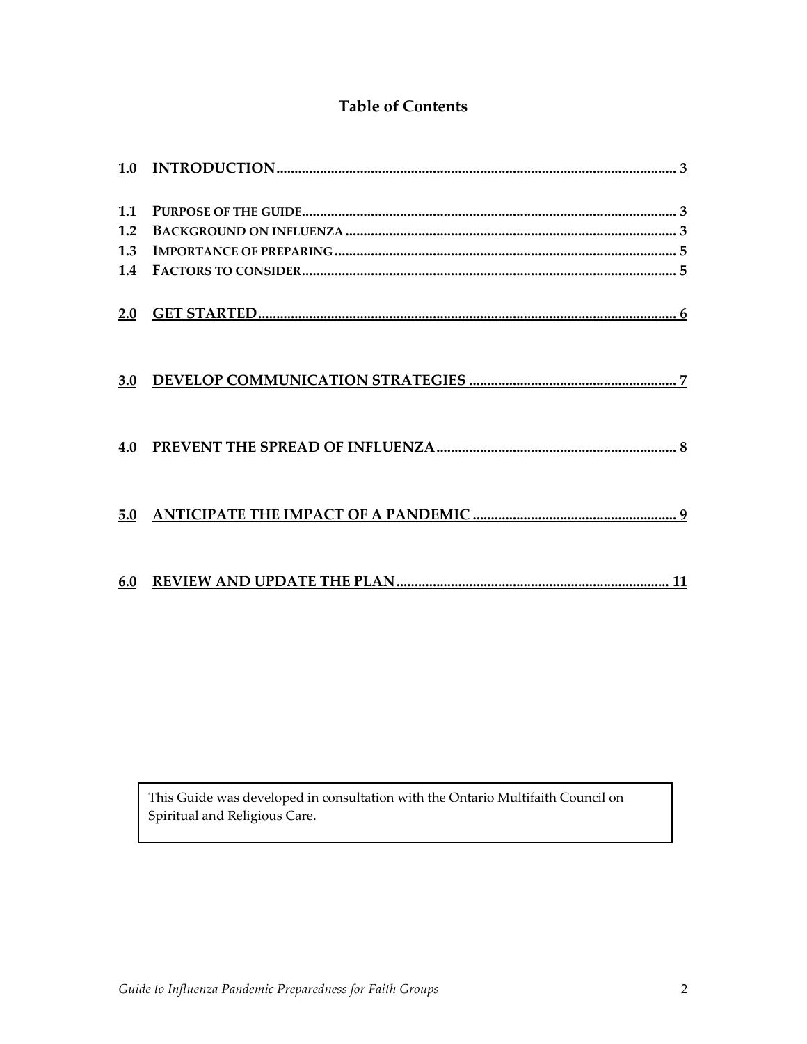# Table of Contents

| | | |
|---|---|---|
| **1.0** | **INTRODUCTION** | **3** |
| **1.1** | **PURPOSE OF THE GUIDE** | **3** |
| **1.2** | **BACKGROUND ON INFLUENZA** | **3** |
| **1.3** | **IMPORTANCE OF PREPARING** | **5** |
| **1.4** | **FACTORS TO CONSIDER** | **5** |
| **2.0** | **GET STARTED** | **6** |
| **3.0** | **DEVELOP COMMUNICATION STRATEGIES** | **7** |
| **4.0** | **PREVENT THE SPREAD OF INFLUENZA** | **8** |
| **5.0** | **ANTICIPATE THE IMPACT OF A PANDEMIC** | **9** |
| **6.0** | **REVIEW AND UPDATE THE PLAN** | **11** |

This Guide was developed in consultation with the Ontario Multifaith Council on Spiritual and Religious Care.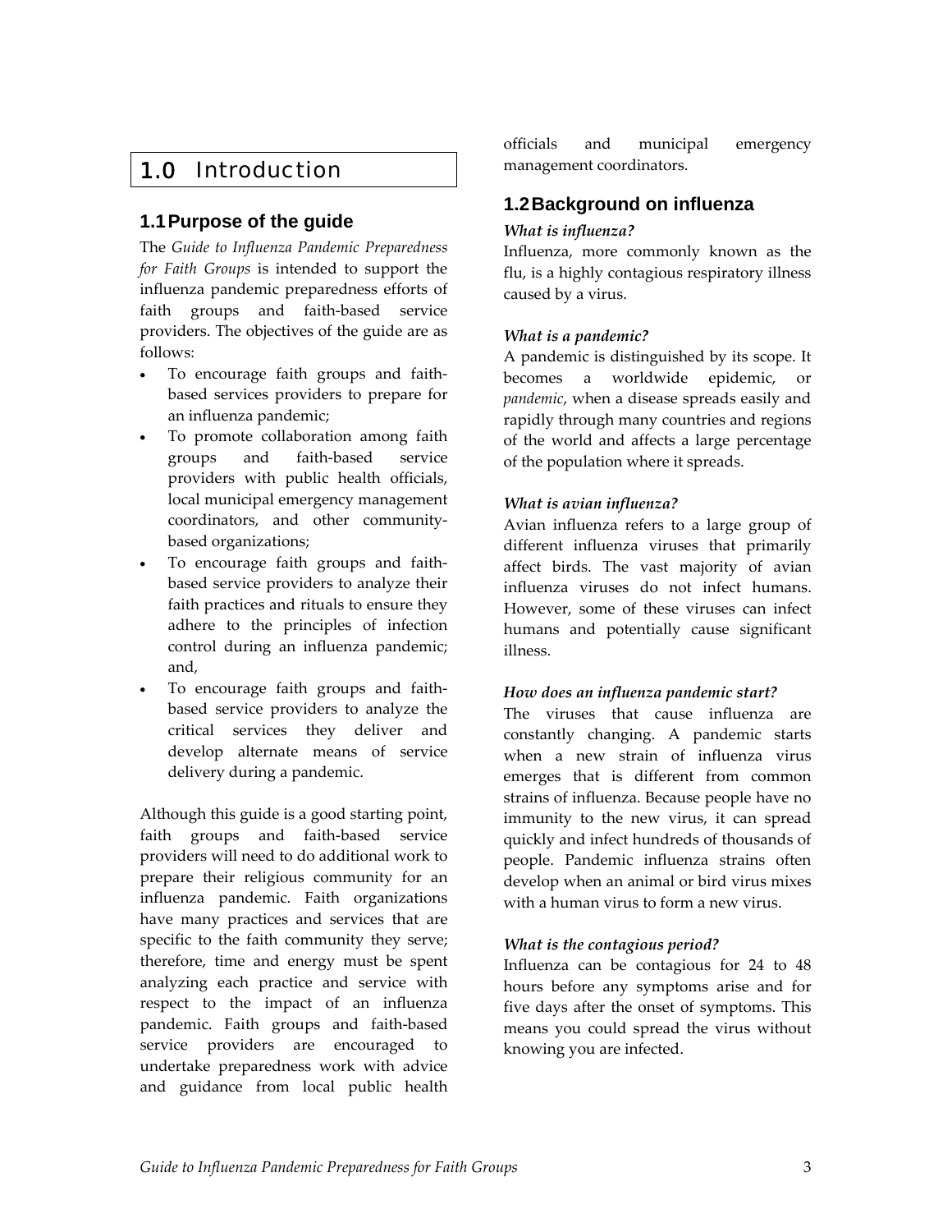# 1.0 Introduction

## 1.1 Purpose of the guide

The *Guide to Influenza Pandemic Preparedness for Faith Groups* is intended to support the influenza pandemic preparedness efforts of faith groups and faith-based service providers. The objectives of the guide are as follows:

- To encourage faith groups and faith-based services providers to prepare for an influenza pandemic;
- To promote collaboration among faith groups and faith-based service providers with public health officials, local municipal emergency management coordinators, and other community-based organizations;
- To encourage faith groups and faith-based service providers to analyze their faith practices and rituals to ensure they adhere to the principles of infection control during an influenza pandemic; and,
- To encourage faith groups and faith-based service providers to analyze the critical services they deliver and develop alternate means of service delivery during a pandemic.

Although this guide is a good starting point, faith groups and faith-based service providers will need to do additional work to prepare their religious community for an influenza pandemic. Faith organizations have many practices and services that are specific to the faith community they serve; therefore, time and energy must be spent analyzing each practice and service with respect to the impact of an influenza pandemic. Faith groups and faith-based service providers are encouraged to undertake preparedness work with advice and guidance from local public health officials and municipal emergency management coordinators.

## 1.2 Background on influenza

***What is influenza?***

Influenza, more commonly known as the flu, is a highly contagious respiratory illness caused by a virus.

***What is a pandemic?***

A pandemic is distinguished by its scope. It becomes a worldwide epidemic, or *pandemic*, when a disease spreads easily and rapidly through many countries and regions of the world and affects a large percentage of the population where it spreads.

***What is avian influenza?***

Avian influenza refers to a large group of different influenza viruses that primarily affect birds. The vast majority of avian influenza viruses do not infect humans. However, some of these viruses can infect humans and potentially cause significant illness.

***How does an influenza pandemic start?***

The viruses that cause influenza are constantly changing. A pandemic starts when a new strain of influenza virus emerges that is different from common strains of influenza. Because people have no immunity to the new virus, it can spread quickly and infect hundreds of thousands of people. Pandemic influenza strains often develop when an animal or bird virus mixes with a human virus to form a new virus.

***What is the contagious period?***

Influenza can be contagious for 24 to 48 hours before any symptoms arise and for five days after the onset of symptoms. This means you could spread the virus without knowing you are infected.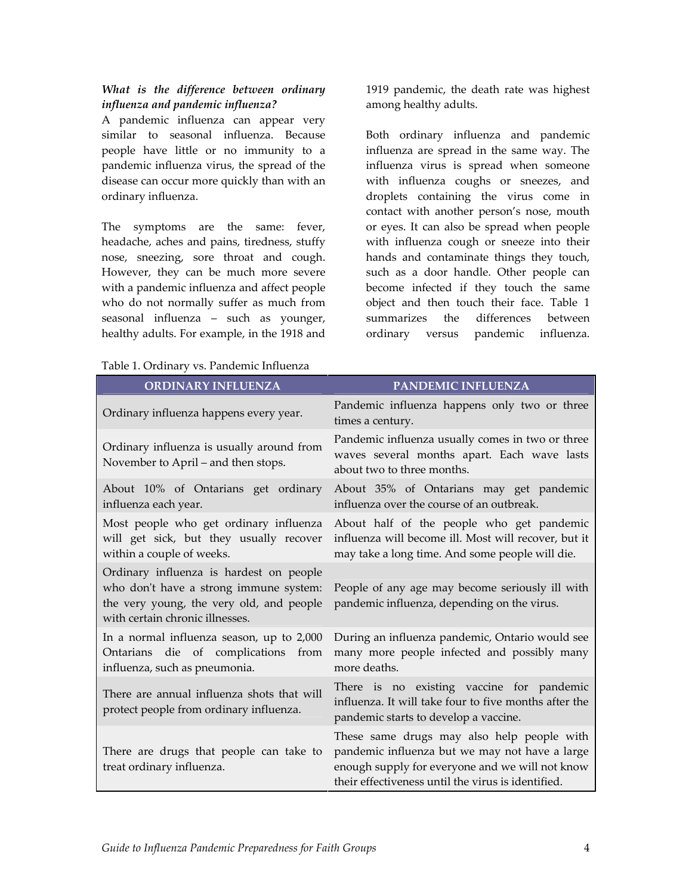***What is the difference between ordinary influenza and pandemic influenza?***

A pandemic influenza can appear very similar to seasonal influenza. Because people have little or no immunity to a pandemic influenza virus, the spread of the disease can occur more quickly than with an ordinary influenza.

The symptoms are the same: fever, headache, aches and pains, tiredness, stuffy nose, sneezing, sore throat and cough. However, they can be much more severe with a pandemic influenza and affect people who do not normally suffer as much from seasonal influenza – such as younger, healthy adults. For example, in the 1918 and 1919 pandemic, the death rate was highest among healthy adults.

Both ordinary influenza and pandemic influenza are spread in the same way. The influenza virus is spread when someone with influenza coughs or sneezes, and droplets containing the virus come in contact with another person's nose, mouth or eyes. It can also be spread when people with influenza cough or sneeze into their hands and contaminate things they touch, such as a door handle. Other people can become infected if they touch the same object and then touch their face. Table 1 summarizes the differences between ordinary versus pandemic influenza.

Table 1. Ordinary vs. Pandemic Influenza

| ORDINARY INFLUENZA | PANDEMIC INFLUENZA |
|---|---|
| Ordinary influenza happens every year. | Pandemic influenza happens only two or three times a century. |
| Ordinary influenza is usually around from November to April – and then stops. | Pandemic influenza usually comes in two or three waves several months apart. Each wave lasts about two to three months. |
| About 10% of Ontarians get ordinary influenza each year. | About 35% of Ontarians may get pandemic influenza over the course of an outbreak. |
| Most people who get ordinary influenza will get sick, but they usually recover within a couple of weeks. | About half of the people who get pandemic influenza will become ill. Most will recover, but it may take a long time. And some people will die. |
| Ordinary influenza is hardest on people who don't have a strong immune system: the very young, the very old, and people with certain chronic illnesses. | People of any age may become seriously ill with pandemic influenza, depending on the virus. |
| In a normal influenza season, up to 2,000 Ontarians die of complications from influenza, such as pneumonia. | During an influenza pandemic, Ontario would see many more people infected and possibly many more deaths. |
| There are annual influenza shots that will protect people from ordinary influenza. | There is no existing vaccine for pandemic influenza. It will take four to five months after the pandemic starts to develop a vaccine. |
| There are drugs that people can take to treat ordinary influenza. | These same drugs may also help people with pandemic influenza but we may not have a large enough supply for everyone and we will not know their effectiveness until the virus is identified. |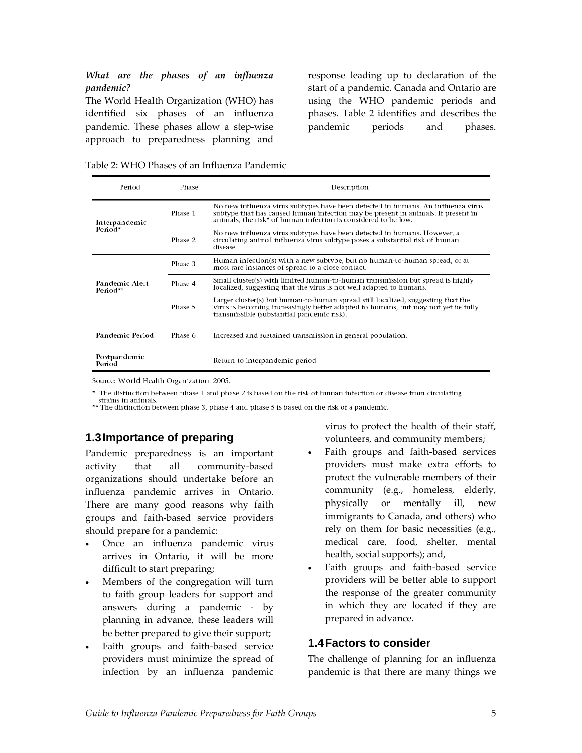***What are the phases of an influenza pandemic?***

The World Health Organization (WHO) has identified six phases of an influenza pandemic. These phases allow a step-wise approach to preparedness planning and response leading up to declaration of the start of a pandemic. Canada and Ontario are using the WHO pandemic periods and phases. Table 2 identifies and describes the pandemic periods and phases.

Table 2: WHO Phases of an Influenza Pandemic

| Period | Phase | Description |
| --- | --- | --- |
| **Interpandemic Period*** | Phase 1 | No new influenza virus subtypes have been detected in humans. An influenza virus subtype that has caused human infection may be present in animals. If present in animals, the risk* of human infection is considered to be low. |
| | Phase 2 | No new influenza virus subtypes have been detected in humans. However, a circulating animal influenza virus subtype poses a substantial risk of human disease. |
| **Pandemic Alert Period**** | Phase 3 | Human infection(s) with a new subtype, but no human-to-human spread, or at most rare instances of spread to a close contact. |
| | Phase 4 | Small cluster(s) with limited human-to-human transmission but spread is highly localized, suggesting that the virus is not well adapted to humans. |
| | Phase 5 | Larger cluster(s) but human-to-human spread still localized, suggesting that the virus is becoming increasingly better adapted to humans, but may not yet be fully transmissible (substantial pandemic risk). |
| **Pandemic Period** | Phase 6 | Increased and sustained transmission in general population. |
| **Postpandemic Period** | | Return to interpandemic period |

Source: World Health Organization, 2005.

\* The distinction between phase 1 and phase 2 is based on the risk of human infection or disease from circulating strains in animals.
\** The distinction between phase 3, phase 4 and phase 5 is based on the risk of a pandemic.

## 1.3 Importance of preparing

Pandemic preparedness is an important activity that all community-based organizations should undertake before an influenza pandemic arrives in Ontario. There are many good reasons why faith groups and faith-based service providers should prepare for a pandemic:

- Once an influenza pandemic virus arrives in Ontario, it will be more difficult to start preparing;
- Members of the congregation will turn to faith group leaders for support and answers during a pandemic - by planning in advance, these leaders will be better prepared to give their support;
- Faith groups and faith-based service providers must minimize the spread of infection by an influenza pandemic virus to protect the health of their staff, volunteers, and community members;
- Faith groups and faith-based services providers must make extra efforts to protect the vulnerable members of their community (e.g., homeless, elderly, physically or mentally ill, new immigrants to Canada, and others) who rely on them for basic necessities (e.g., medical care, food, shelter, mental health, social supports); and,
- Faith groups and faith-based service providers will be better able to support the response of the greater community in which they are located if they are prepared in advance.

## 1.4 Factors to consider

The challenge of planning for an influenza pandemic is that there are many things we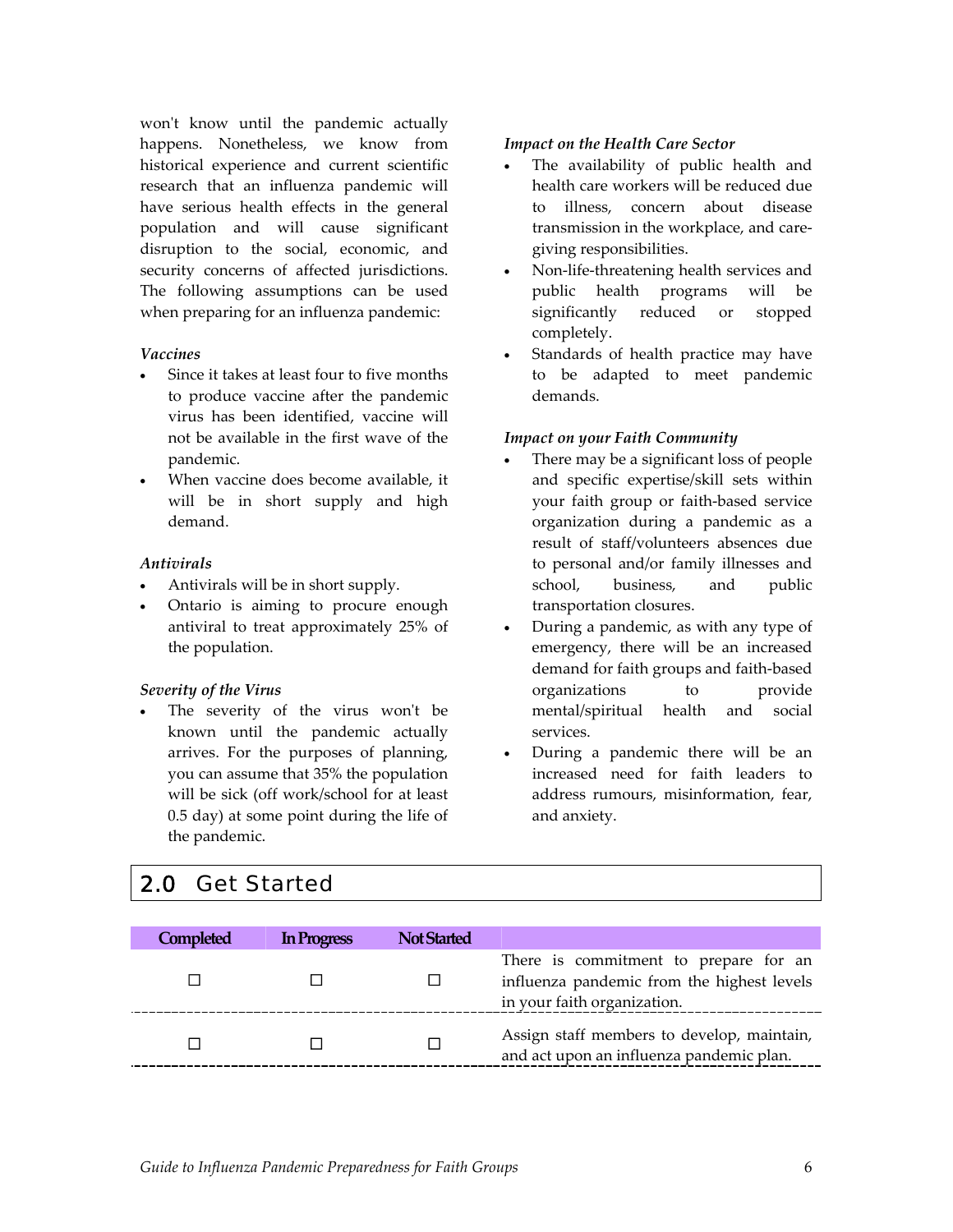won't know until the pandemic actually happens. Nonetheless, we know from historical experience and current scientific research that an influenza pandemic will have serious health effects in the general population and will cause significant disruption to the social, economic, and security concerns of affected jurisdictions. The following assumptions can be used when preparing for an influenza pandemic:

*Vaccines*

- Since it takes at least four to five months to produce vaccine after the pandemic virus has been identified, vaccine will not be available in the first wave of the pandemic.
- When vaccine does become available, it will be in short supply and high demand.

*Antivirals*

- Antivirals will be in short supply.
- Ontario is aiming to procure enough antiviral to treat approximately 25% of the population.

*Severity of the Virus*

- The severity of the virus won't be known until the pandemic actually arrives. For the purposes of planning, you can assume that 35% the population will be sick (off work/school for at least 0.5 day) at some point during the life of the pandemic.

*Impact on the Health Care Sector*

- The availability of public health and health care workers will be reduced due to illness, concern about disease transmission in the workplace, and care-giving responsibilities.
- Non-life-threatening health services and public health programs will be significantly reduced or stopped completely.
- Standards of health practice may have to be adapted to meet pandemic demands.

*Impact on your Faith Community*

- There may be a significant loss of people and specific expertise/skill sets within your faith group or faith-based service organization during a pandemic as a result of staff/volunteers absences due to personal and/or family illnesses and school, business, and public transportation closures.
- During a pandemic, as with any type of emergency, there will be an increased demand for faith groups and faith-based organizations to provide mental/spiritual health and social services.
- During a pandemic there will be an increased need for faith leaders to address rumours, misinformation, fear, and anxiety.

## 2.0 Get Started

| Completed | In Progress | Not Started | |
|---|---|---|---|
| ☐ | ☐ | ☐ | There is commitment to prepare for an influenza pandemic from the highest levels in your faith organization. |
| ☐ | ☐ | ☐ | Assign staff members to develop, maintain, and act upon an influenza pandemic plan. |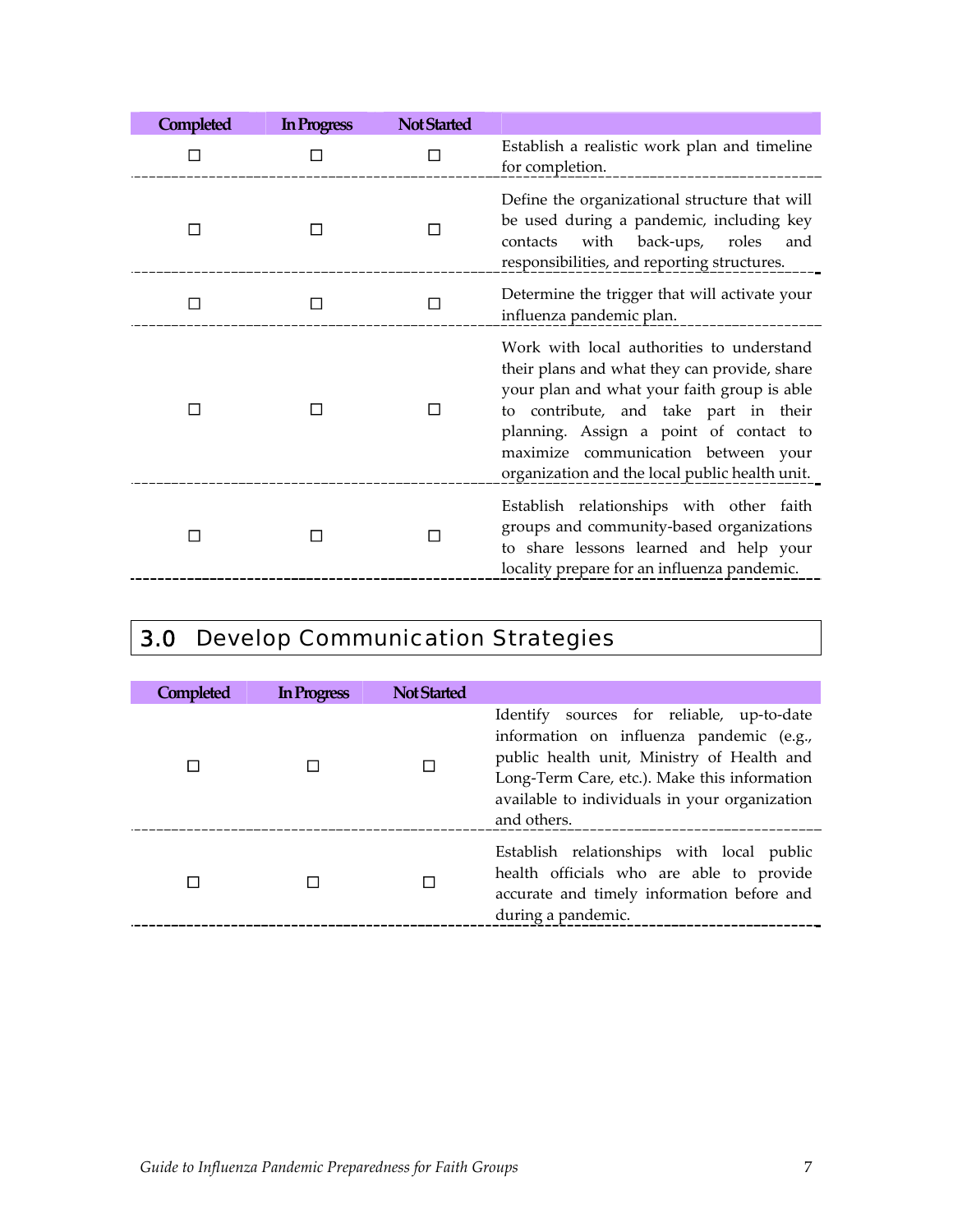| Completed | In Progress | Not Started | |
|---|---|---|---|
| ☐ | ☐ | ☐ | Establish a realistic work plan and timeline for completion. |
| ☐ | ☐ | ☐ | Define the organizational structure that will be used during a pandemic, including key contacts with back-ups, roles and responsibilities, and reporting structures. |
| ☐ | ☐ | ☐ | Determine the trigger that will activate your influenza pandemic plan. |
| ☐ | ☐ | ☐ | Work with local authorities to understand their plans and what they can provide, share your plan and what your faith group is able to contribute, and take part in their planning. Assign a point of contact to maximize communication between your organization and the local public health unit. |
| ☐ | ☐ | ☐ | Establish relationships with other faith groups and community-based organizations to share lessons learned and help your locality prepare for an influenza pandemic. |

## 3.0 Develop Communication Strategies

| Completed | In Progress | Not Started | |
|---|---|---|---|
| ☐ | ☐ | ☐ | Identify sources for reliable, up-to-date information on influenza pandemic (e.g., public health unit, Ministry of Health and Long-Term Care, etc.). Make this information available to individuals in your organization and others. |
| ☐ | ☐ | ☐ | Establish relationships with local public health officials who are able to provide accurate and timely information before and during a pandemic. |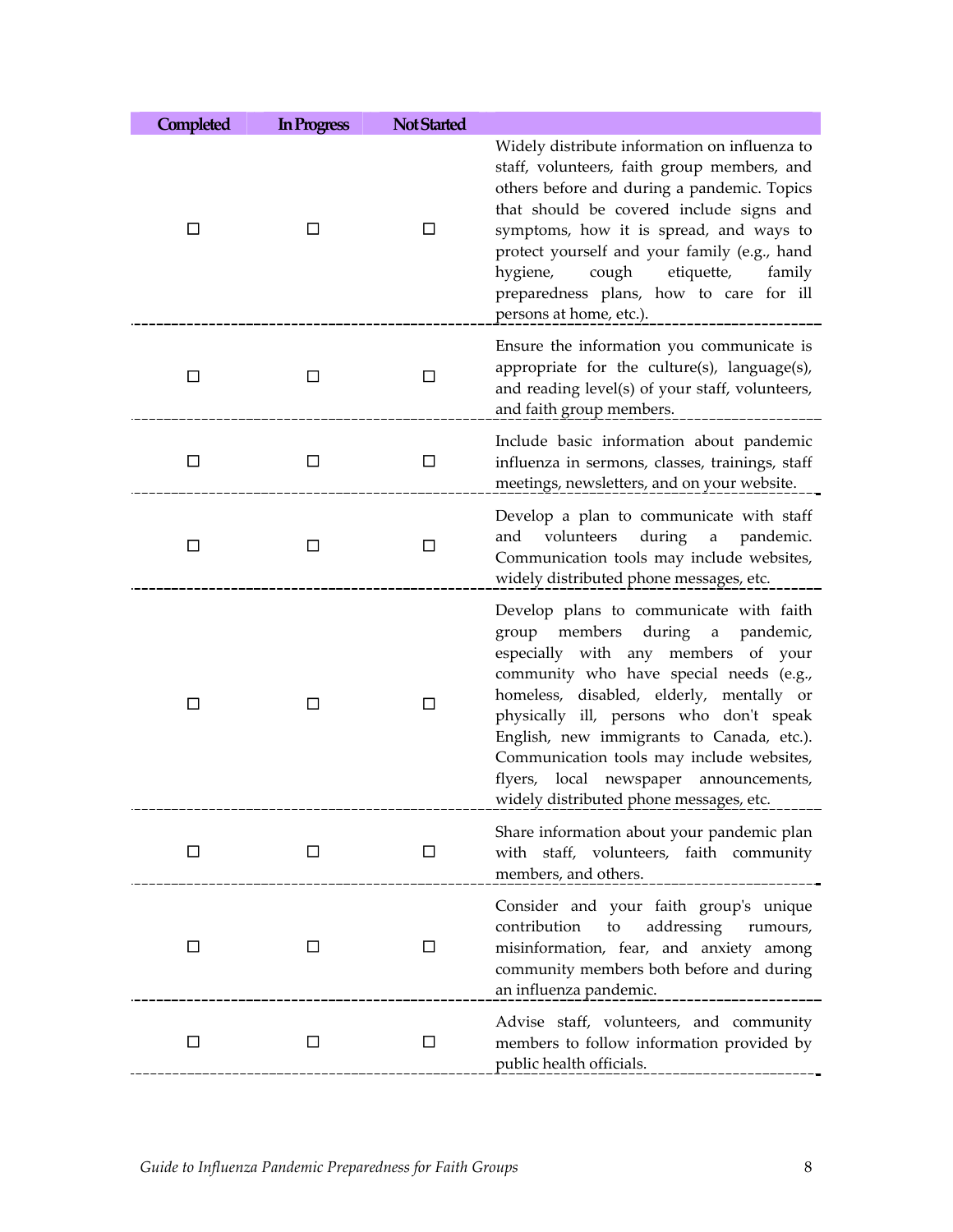| Completed | In Progress | Not Started | |
|---|---|---|---|
| ☐ | ☐ | ☐ | Widely distribute information on influenza to staff, volunteers, faith group members, and others before and during a pandemic. Topics that should be covered include signs and symptoms, how it is spread, and ways to protect yourself and your family (e.g., hand hygiene, cough etiquette, family preparedness plans, how to care for ill persons at home, etc.). |
| ☐ | ☐ | ☐ | Ensure the information you communicate is appropriate for the culture(s), language(s), and reading level(s) of your staff, volunteers, and faith group members. |
| ☐ | ☐ | ☐ | Include basic information about pandemic influenza in sermons, classes, trainings, staff meetings, newsletters, and on your website. |
| ☐ | ☐ | ☐ | Develop a plan to communicate with staff and volunteers during a pandemic. Communication tools may include websites, widely distributed phone messages, etc. |
| ☐ | ☐ | ☐ | Develop plans to communicate with faith group members during a pandemic, especially with any members of your community who have special needs (e.g., homeless, disabled, elderly, mentally or physically ill, persons who don't speak English, new immigrants to Canada, etc.). Communication tools may include websites, flyers, local newspaper announcements, widely distributed phone messages, etc. |
| ☐ | ☐ | ☐ | Share information about your pandemic plan with staff, volunteers, faith community members, and others. |
| ☐ | ☐ | ☐ | Consider and your faith group's unique contribution to addressing rumours, misinformation, fear, and anxiety among community members both before and during an influenza pandemic. |
| ☐ | ☐ | ☐ | Advise staff, volunteers, and community members to follow information provided by public health officials. |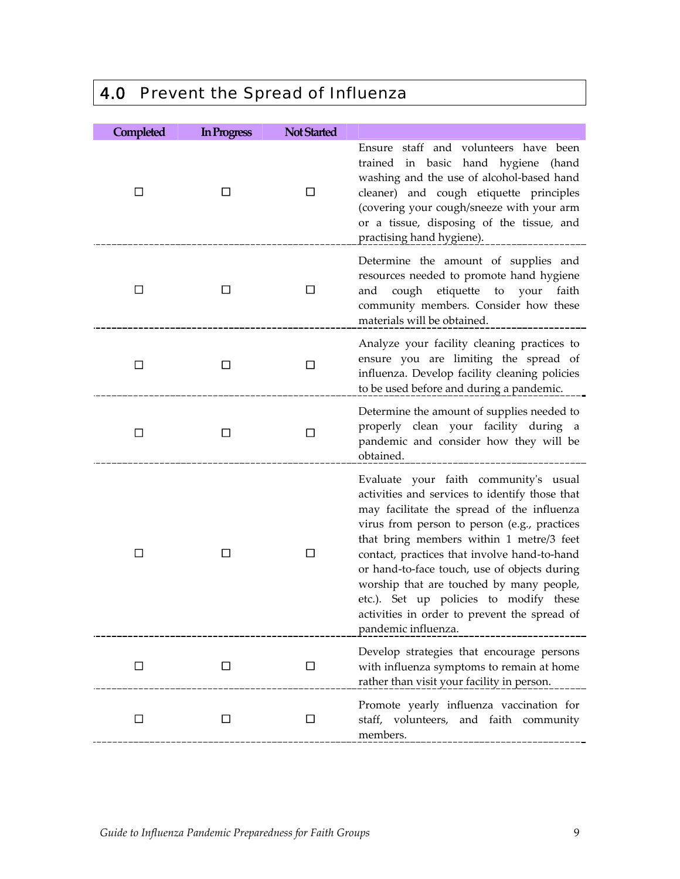## 4.0 Prevent the Spread of Influenza

| Completed | In Progress | Not Started | |
|---|---|---|---|
| ☐ | ☐ | ☐ | Ensure staff and volunteers have been trained in basic hand hygiene (hand washing and the use of alcohol-based hand cleaner) and cough etiquette principles (covering your cough/sneeze with your arm or a tissue, disposing of the tissue, and practising hand hygiene). |
| ☐ | ☐ | ☐ | Determine the amount of supplies and resources needed to promote hand hygiene and cough etiquette to your faith community members. Consider how these materials will be obtained. |
| ☐ | ☐ | ☐ | Analyze your facility cleaning practices to ensure you are limiting the spread of influenza. Develop facility cleaning policies to be used before and during a pandemic. |
| ☐ | ☐ | ☐ | Determine the amount of supplies needed to properly clean your facility during a pandemic and consider how they will be obtained. |
| ☐ | ☐ | ☐ | Evaluate your faith community's usual activities and services to identify those that may facilitate the spread of the influenza virus from person to person (e.g., practices that bring members within 1 metre/3 feet contact, practices that involve hand-to-hand or hand-to-face touch, use of objects during worship that are touched by many people, etc.). Set up policies to modify these activities in order to prevent the spread of pandemic influenza. |
| ☐ | ☐ | ☐ | Develop strategies that encourage persons with influenza symptoms to remain at home rather than visit your facility in person. |
| ☐ | ☐ | ☐ | Promote yearly influenza vaccination for staff, volunteers, and faith community members. |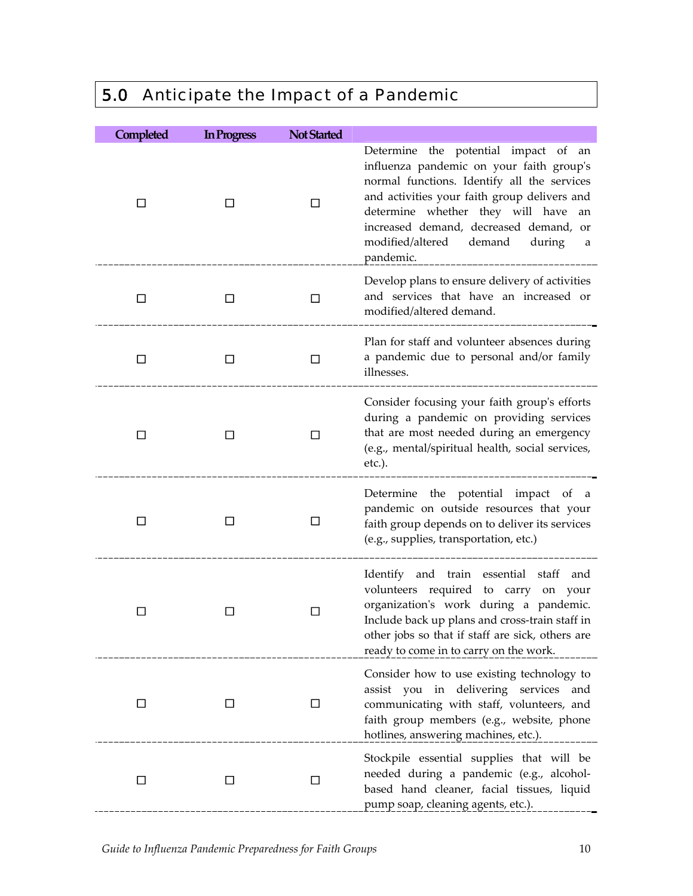## 5.0 Anticipate the Impact of a Pandemic

| Completed | In Progress | Not Started | |
|---|---|---|---|
| ☐ | ☐ | ☐ | Determine the potential impact of an influenza pandemic on your faith group's normal functions. Identify all the services and activities your faith group delivers and determine whether they will have an increased demand, decreased demand, or modified/altered demand during a pandemic. |
| ☐ | ☐ | ☐ | Develop plans to ensure delivery of activities and services that have an increased or modified/altered demand. |
| ☐ | ☐ | ☐ | Plan for staff and volunteer absences during a pandemic due to personal and/or family illnesses. |
| ☐ | ☐ | ☐ | Consider focusing your faith group's efforts during a pandemic on providing services that are most needed during an emergency (e.g., mental/spiritual health, social services, etc.). |
| ☐ | ☐ | ☐ | Determine the potential impact of a pandemic on outside resources that your faith group depends on to deliver its services (e.g., supplies, transportation, etc.) |
| ☐ | ☐ | ☐ | Identify and train essential staff and volunteers required to carry on your organization's work during a pandemic. Include back up plans and cross-train staff in other jobs so that if staff are sick, others are ready to come in to carry on the work. |
| ☐ | ☐ | ☐ | Consider how to use existing technology to assist you in delivering services and communicating with staff, volunteers, and faith group members (e.g., website, phone hotlines, answering machines, etc.). |
| ☐ | ☐ | ☐ | Stockpile essential supplies that will be needed during a pandemic (e.g., alcohol-based hand cleaner, facial tissues, liquid pump soap, cleaning agents, etc.). |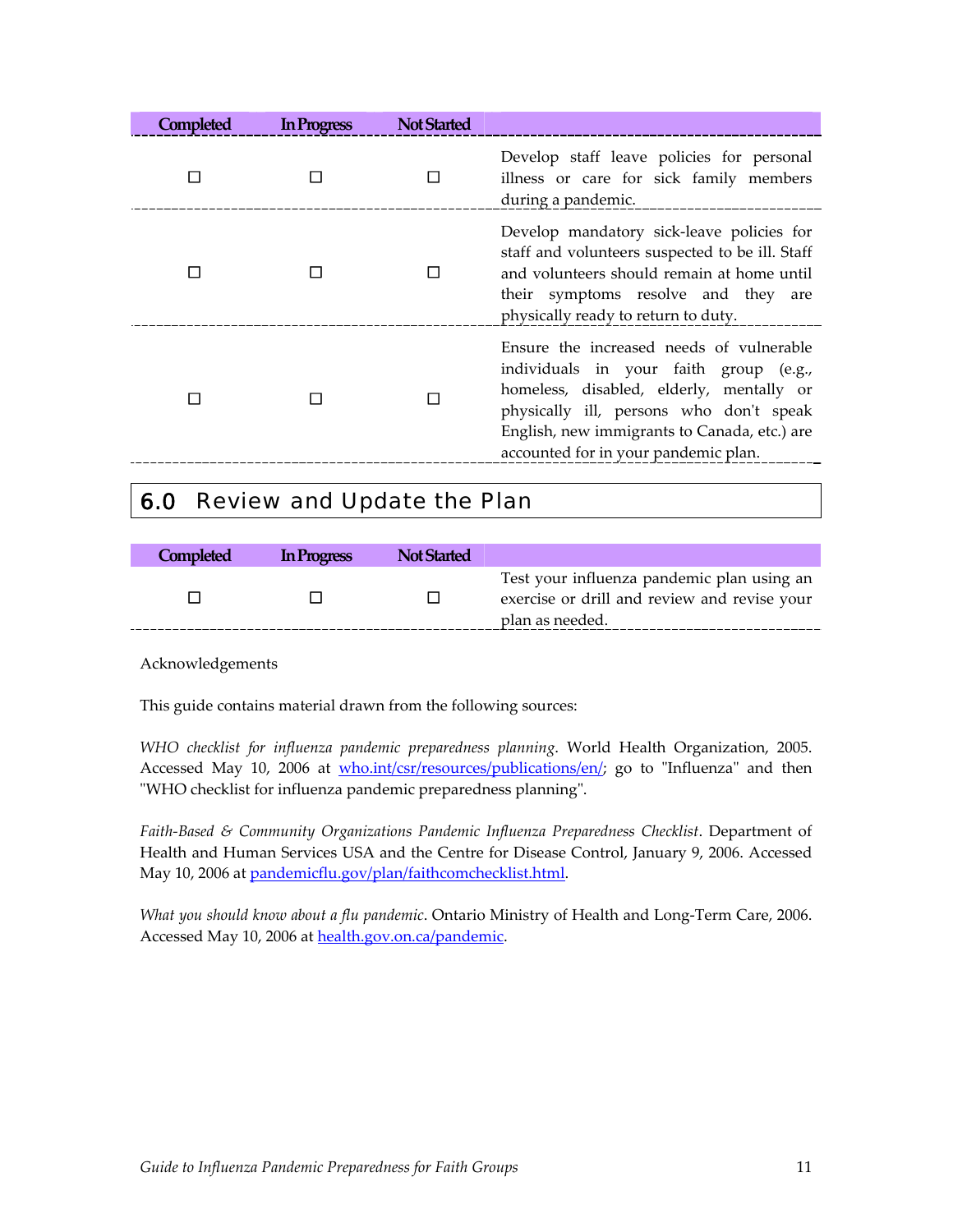| Completed | In Progress | Not Started | |
|---|---|---|---|
| ☐ | ☐ | ☐ | Develop staff leave policies for personal illness or care for sick family members during a pandemic. |
| ☐ | ☐ | ☐ | Develop mandatory sick-leave policies for staff and volunteers suspected to be ill. Staff and volunteers should remain at home until their symptoms resolve and they are physically ready to return to duty. |
| ☐ | ☐ | ☐ | Ensure the increased needs of vulnerable individuals in your faith group (e.g., homeless, disabled, elderly, mentally or physically ill, persons who don't speak English, new immigrants to Canada, etc.) are accounted for in your pandemic plan. |

## 6.0 Review and Update the Plan

| Completed | In Progress | Not Started | |
|---|---|---|---|
| ☐ | ☐ | ☐ | Test your influenza pandemic plan using an exercise or drill and review and revise your plan as needed. |

Acknowledgements

This guide contains material drawn from the following sources:

*WHO checklist for influenza pandemic preparedness planning*. World Health Organization, 2005. Accessed May 10, 2006 at who.int/csr/resources/publications/en/; go to "Influenza" and then "WHO checklist for influenza pandemic preparedness planning".

*Faith-Based & Community Organizations Pandemic Influenza Preparedness Checklist*. Department of Health and Human Services USA and the Centre for Disease Control, January 9, 2006. Accessed May 10, 2006 at pandemicflu.gov/plan/faithcomchecklist.html.

*What you should know about a flu pandemic*. Ontario Ministry of Health and Long-Term Care, 2006. Accessed May 10, 2006 at health.gov.on.ca/pandemic.